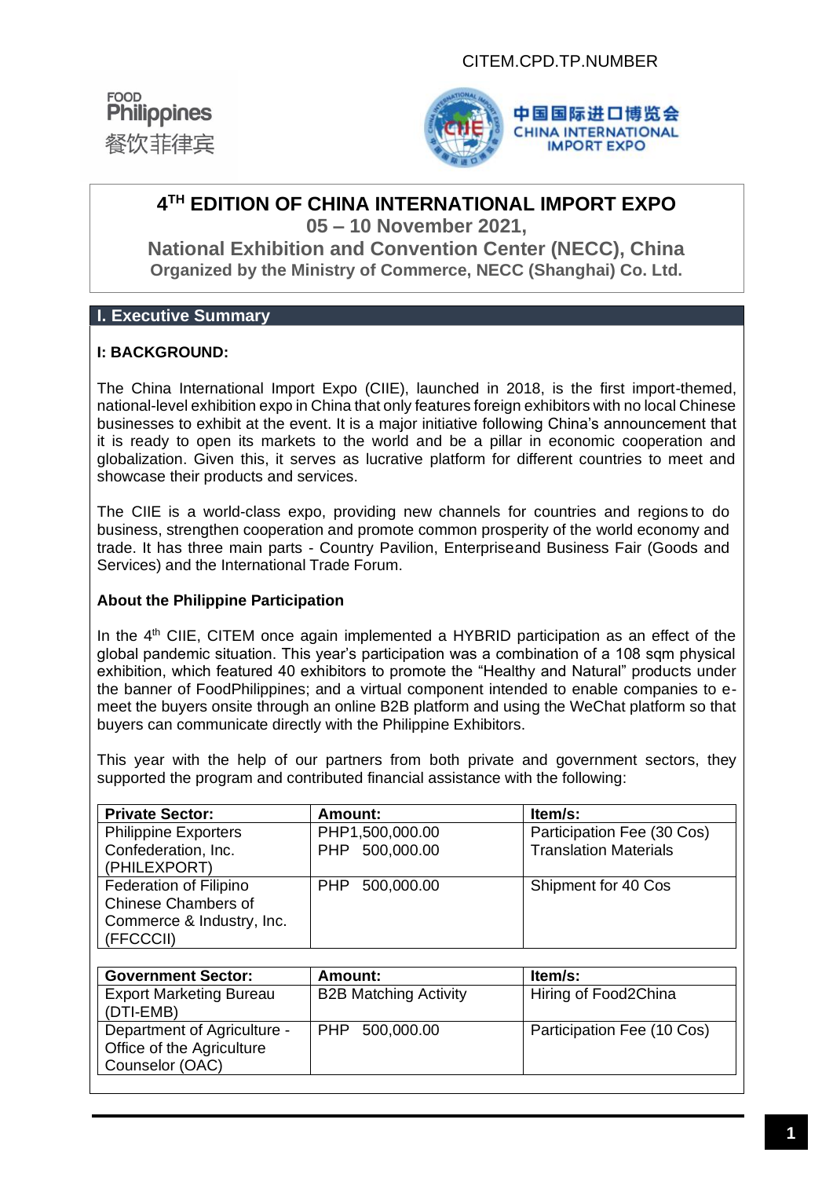CITEM.CPD.TP.NUMBER

FOOD
Philippines
餐饮菲律宾

中国国际进口博览会
CHINA INTERNATIONAL IMPORT EXPO

# 4TH EDITION OF CHINA INTERNATIONAL IMPORT EXPO

**05 – 10 November 2021,**

**National Exhibition and Convention Center (NECC), China**

**Organized by the Ministry of Commerce, NECC (Shanghai) Co. Ltd.**

## I. Executive Summary

### I: BACKGROUND:

The China International Import Expo (CIIE), launched in 2018, is the first import-themed, national-level exhibition expo in China that only features foreign exhibitors with no local Chinese businesses to exhibit at the event. It is a major initiative following China's announcement that it is ready to open its markets to the world and be a pillar in economic cooperation and globalization. Given this, it serves as lucrative platform for different countries to meet and showcase their products and services.

The CIIE is a world-class expo, providing new channels for countries and regions to do business, strengthen cooperation and promote common prosperity of the world economy and trade. It has three main parts - Country Pavilion, Enterpriseand Business Fair (Goods and Services) and the International Trade Forum.

### About the Philippine Participation

In the 4th CIIE, CITEM once again implemented a HYBRID participation as an effect of the global pandemic situation. This year's participation was a combination of a 108 sqm physical exhibition, which featured 40 exhibitors to promote the "Healthy and Natural" products under the banner of FoodPhilippines; and a virtual component intended to enable companies to e-meet the buyers onsite through an online B2B platform and using the WeChat platform so that buyers can communicate directly with the Philippine Exhibitors.

This year with the help of our partners from both private and government sectors, they supported the program and contributed financial assistance with the following:

| Private Sector: | Amount: | Item/s: |
|---|---|---|
| Philippine Exporters Confederation, Inc. (PHILEXPORT) | PHP1,500,000.00<br>PHP 500,000.00 | Participation Fee (30 Cos)<br>Translation Materials |
| Federation of Filipino Chinese Chambers of Commerce & Industry, Inc. (FFCCCII) | PHP 500,000.00 | Shipment for 40 Cos |

| Government Sector: | Amount: | Item/s: |
|---|---|---|
| Export Marketing Bureau (DTI-EMB) | B2B Matching Activity | Hiring of Food2China |
| Department of Agriculture - Office of the Agriculture Counselor (OAC) | PHP 500,000.00 | Participation Fee (10 Cos) |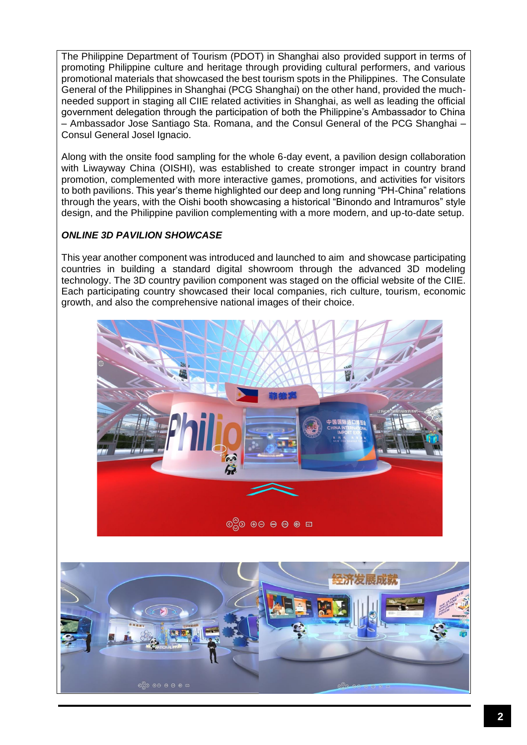The Philippine Department of Tourism (PDOT) in Shanghai also provided support in terms of promoting Philippine culture and heritage through providing cultural performers, and various promotional materials that showcased the best tourism spots in the Philippines. The Consulate General of the Philippines in Shanghai (PCG Shanghai) on the other hand, provided the much-needed support in staging all CIIE related activities in Shanghai, as well as leading the official government delegation through the participation of both the Philippine's Ambassador to China – Ambassador Jose Santiago Sta. Romana, and the Consul General of the PCG Shanghai – Consul General Josel Ignacio.

Along with the onsite food sampling for the whole 6-day event, a pavilion design collaboration with Liwayway China (OISHI), was established to create stronger impact in country brand promotion, complemented with more interactive games, promotions, and activities for visitors to both pavilions. This year's theme highlighted our deep and long running "PH-China" relations through the years, with the Oishi booth showcasing a historical "Binondo and Intramuros" style design, and the Philippine pavilion complementing with a more modern, and up-to-date setup.

***ONLINE 3D PAVILION SHOWCASE***

This year another component was introduced and launched to aim and showcase participating countries in building a standard digital showroom through the advanced 3D modeling technology. The 3D country pavilion component was staged on the official website of the CIIE. Each participating country showcased their local companies, rich culture, tourism, economic growth, and also the comprehensive national images of their choice.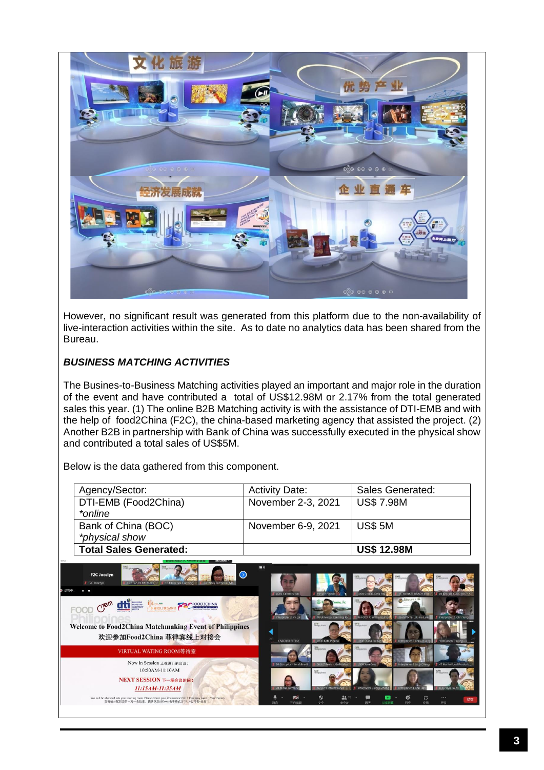However, no significant result was generated from this platform due to the non-availability of live-interaction activities within the site.  As to date no analytics data has been shared from the Bureau.

***BUSINESS MATCHING ACTIVITIES***

The Busines-to-Business Matching activities played an important and major role in the duration of the event and have contributed a  total of US$12.98M or 2.17% from the total generated sales this year. (1) The online B2B Matching activity is with the assistance of DTI-EMB and with the help of  food2China (F2C), the china-based marketing agency that assisted the project. (2) Another B2B in partnership with Bank of China was successfully executed in the physical show and contributed a total sales of US$5M.

Below is the data gathered from this component.

| Agency/Sector: | Activity Date: | Sales Generated: |
|---|---|---|
| DTI-EMB (Food2China) *\*online* | November 2-3, 2021 | US$ 7.98M |
| Bank of China (BOC) *\*physical show* | November 6-9, 2021 | US$ 5M |
| **Total Sales Generated:** | | **US$ 12.98M** |